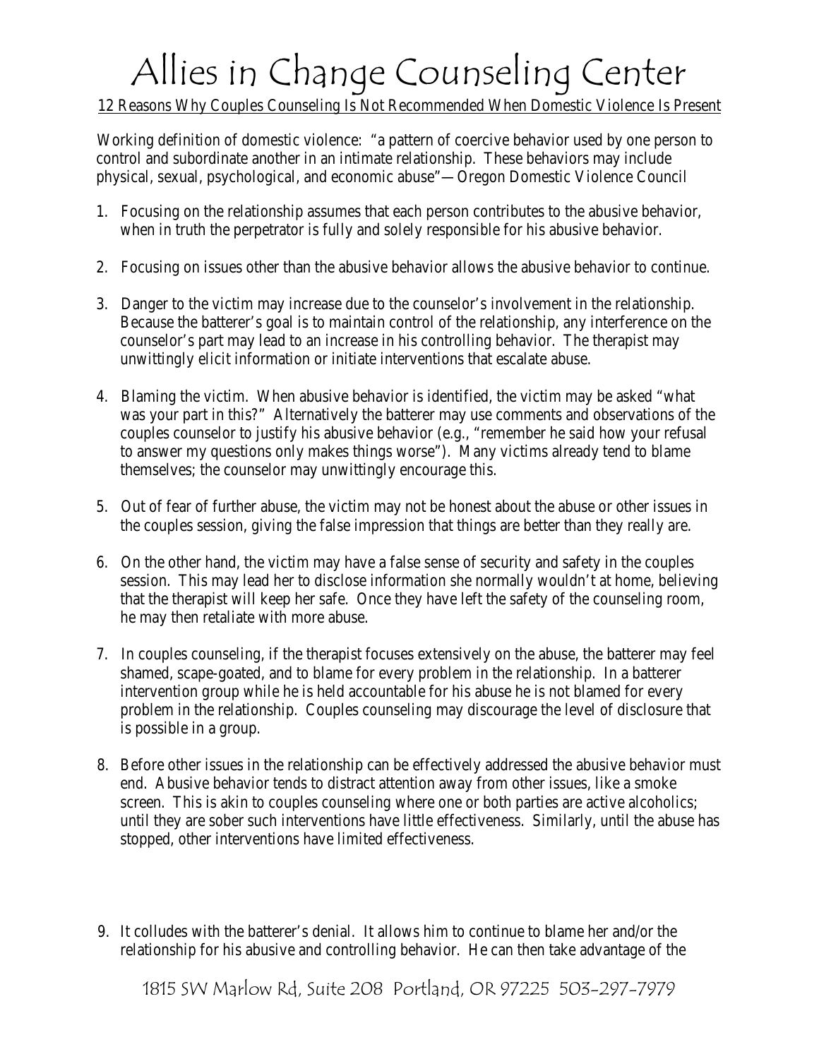# Allies in Change Counseling Center

12 Reasons Why Couples Counseling Is Not Recommended When Domestic Violence Is Present

Working definition of domestic violence: "a pattern of coercive behavior used by one person to control and subordinate another in an intimate relationship. These behaviors may include physical, sexual, psychological, and economic abuse"—Oregon Domestic Violence Council

1. Focusing on the relationship assumes that each person contributes to the abusive behavior, when in truth the perpetrator is fully and solely responsible for his abusive behavior.

2. Focusing on issues other than the abusive behavior allows the abusive behavior to continue.

3. Danger to the victim may increase due to the counselor's involvement in the relationship. Because the batterer's goal is to maintain control of the relationship, any interference on the counselor's part may lead to an increase in his controlling behavior. The therapist may unwittingly elicit information or initiate interventions that escalate abuse.

4. Blaming the victim. When abusive behavior is identified, the victim may be asked "what was your part in this?" Alternatively the batterer may use comments and observations of the couples counselor to justify his abusive behavior (e.g., "remember he said how your refusal to answer my questions only makes things worse"). Many victims already tend to blame themselves; the counselor may unwittingly encourage this.

5. Out of fear of further abuse, the victim may not be honest about the abuse or other issues in the couples session, giving the false impression that things are better than they really are.

6. On the other hand, the victim may have a false sense of security and safety in the couples session. This may lead her to disclose information she normally wouldn't at home, believing that the therapist will keep her safe. Once they have left the safety of the counseling room, he may then retaliate with more abuse.

7. In couples counseling, if the therapist focuses extensively on the abuse, the batterer may feel shamed, scape-goated, and to blame for every problem in the relationship. In a batterer intervention group while he is held accountable for his abuse he is not blamed for every problem in the relationship. Couples counseling may discourage the level of disclosure that is possible in a group.

8. Before other issues in the relationship can be effectively addressed the abusive behavior must end. Abusive behavior tends to distract attention away from other issues, like a smoke screen. This is akin to couples counseling where one or both parties are active alcoholics; until they are sober such interventions have little effectiveness. Similarly, until the abuse has stopped, other interventions have limited effectiveness.

9. It colludes with the batterer's denial. It allows him to continue to blame her and/or the relationship for his abusive and controlling behavior. He can then take advantage of the

1815 SW Marlow Rd, Suite 208 Portland, OR 97225 503-297-7979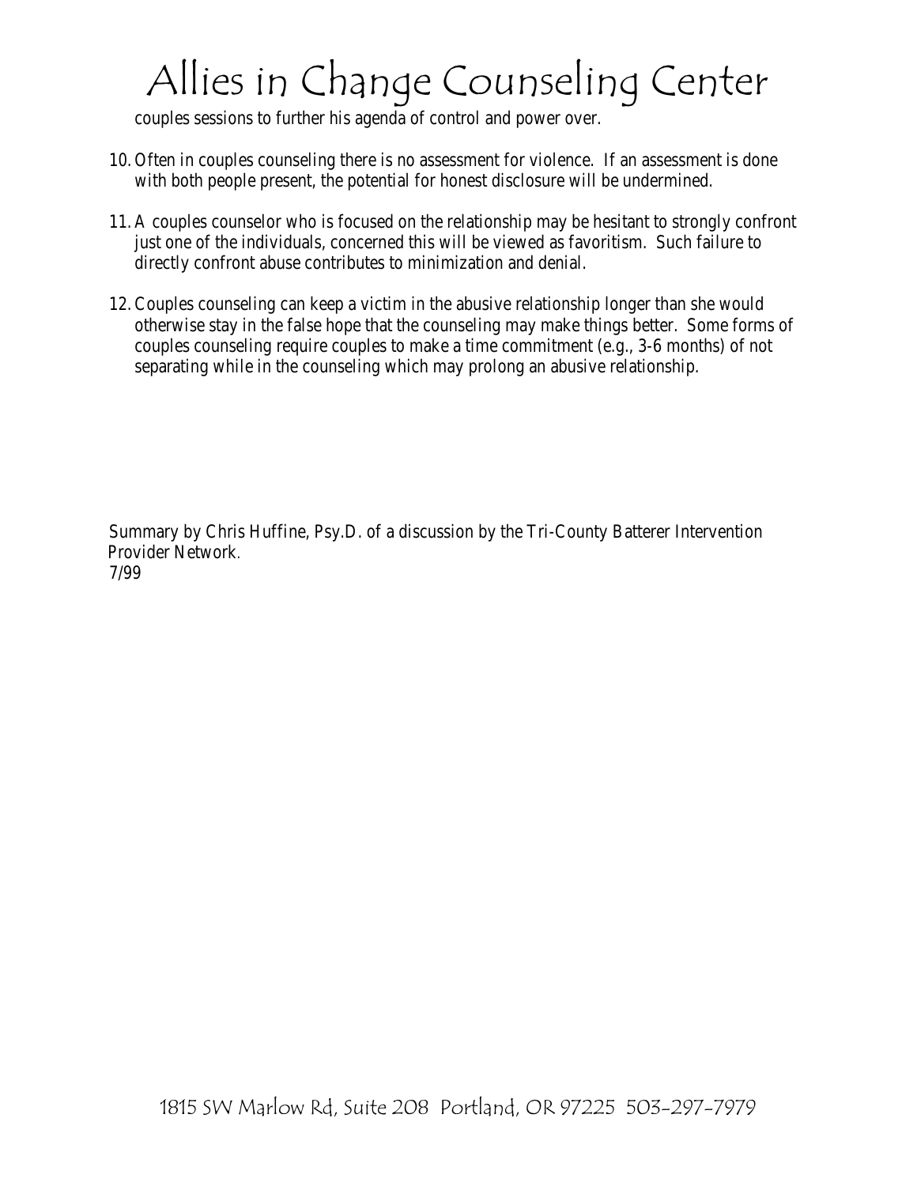couples sessions to further his agenda of control and power over.

10. Often in couples counseling there is no assessment for violence. If an assessment is done with both people present, the potential for honest disclosure will be undermined.

11. A couples counselor who is focused on the relationship may be hesitant to strongly confront just one of the individuals, concerned this will be viewed as favoritism. Such failure to directly confront abuse contributes to minimization and denial.

12. Couples counseling can keep a victim in the abusive relationship longer than she would otherwise stay in the false hope that the counseling may make things better. Some forms of couples counseling require couples to make a time commitment (e.g., 3-6 months) of not separating while in the counseling which may prolong an abusive relationship.

Summary by Chris Huffine, Psy.D. of a discussion by the Tri-County Batterer Intervention Provider Network.
7/99